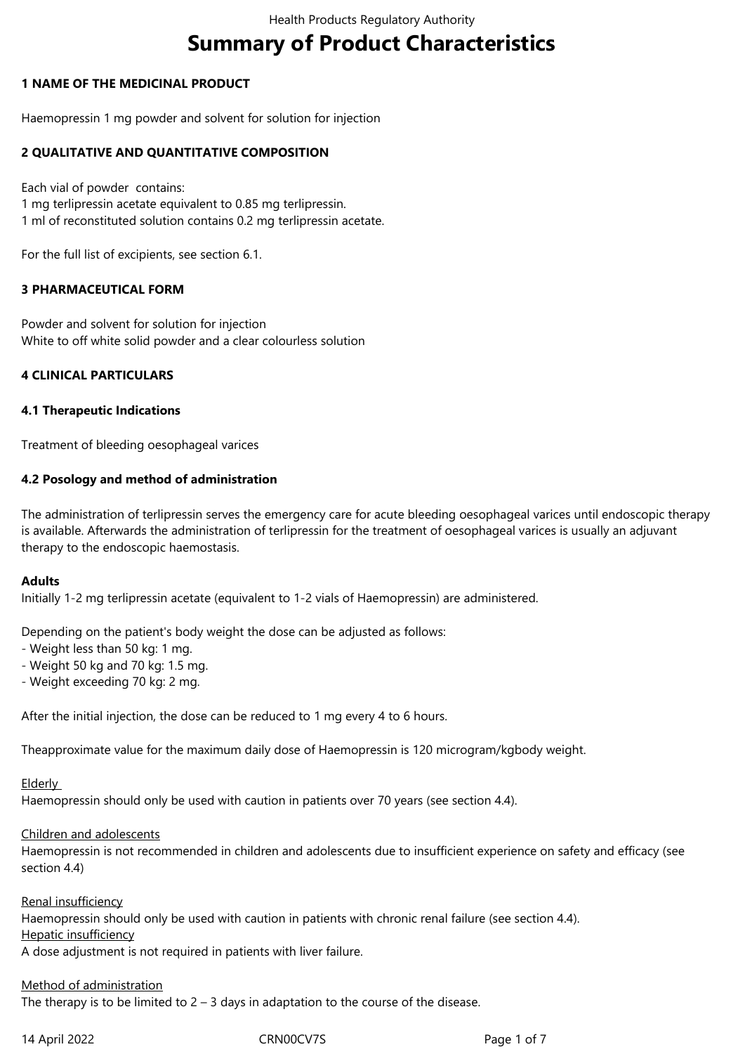# Summary of Product Characteristics

## 1 NAME OF THE MEDICINAL PRODUCT

Haemopressin 1 mg powder and solvent for solution for injection

## 2 QUALITATIVE AND QUANTITATIVE COMPOSITION

Each vial of powder contains:
1 mg terlipressin acetate equivalent to 0.85 mg terlipressin.
1 ml of reconstituted solution contains 0.2 mg terlipressin acetate.

For the full list of excipients, see section 6.1.

## 3 PHARMACEUTICAL FORM

Powder and solvent for solution for injection
White to off white solid powder and a clear colourless solution

## 4 CLINICAL PARTICULARS

### 4.1 Therapeutic Indications

Treatment of bleeding oesophageal varices

### 4.2 Posology and method of administration

The administration of terlipressin serves the emergency care for acute bleeding oesophageal varices until endoscopic therapy is available. Afterwards the administration of terlipressin for the treatment of oesophageal varices is usually an adjuvant therapy to the endoscopic haemostasis.

**Adults**
Initially 1-2 mg terlipressin acetate (equivalent to 1-2 vials of Haemopressin) are administered.

Depending on the patient's body weight the dose can be adjusted as follows:
- Weight less than 50 kg: 1 mg.
- Weight 50 kg and 70 kg: 1.5 mg.
- Weight exceeding 70 kg: 2 mg.

After the initial injection, the dose can be reduced to 1 mg every 4 to 6 hours.

Theapproximate value for the maximum daily dose of Haemopressin is 120 microgram/kgbody weight.

Elderly
Haemopressin should only be used with caution in patients over 70 years (see section 4.4).

Children and adolescents
Haemopressin is not recommended in children and adolescents due to insufficient experience on safety and efficacy (see section 4.4)

Renal insufficiency
Haemopressin should only be used with caution in patients with chronic renal failure (see section 4.4).
Hepatic insufficiency
A dose adjustment is not required in patients with liver failure.

Method of administration
The therapy is to be limited to 2 – 3 days in adaptation to the course of the disease.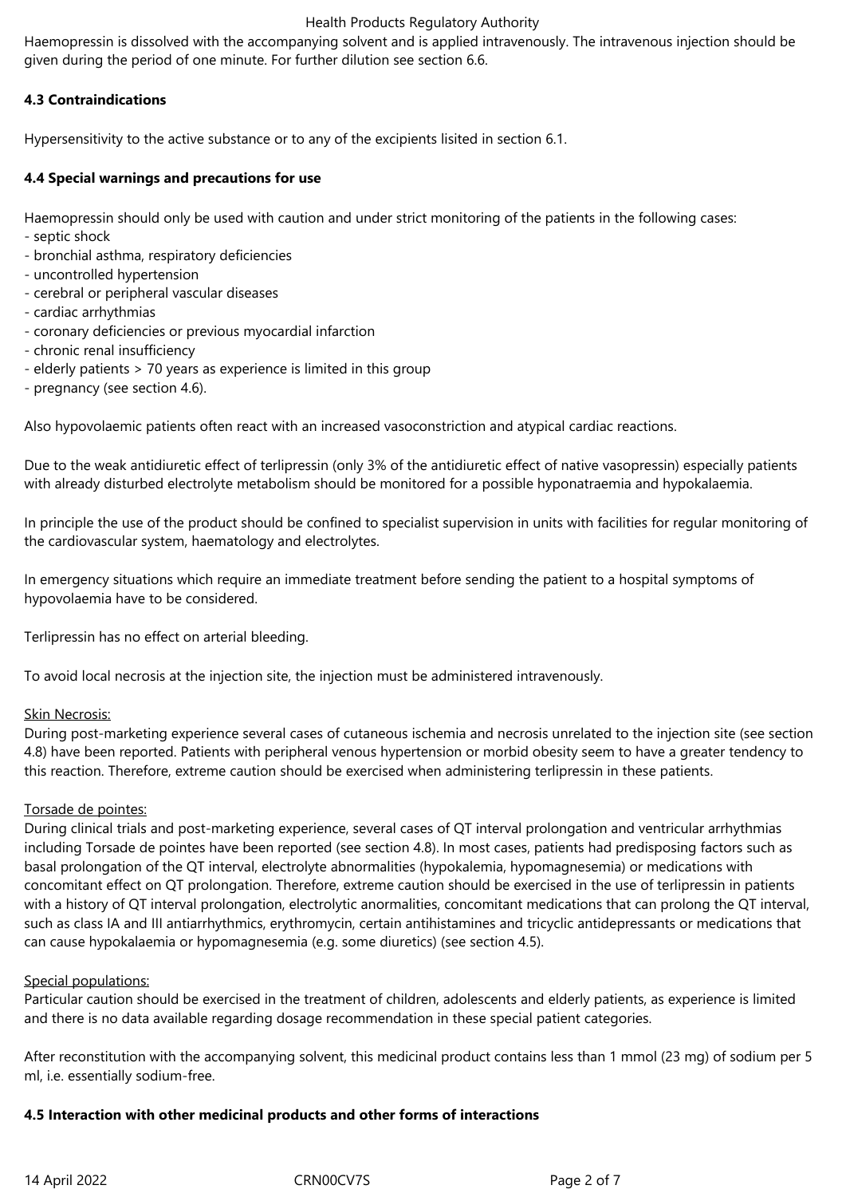Haemopressin is dissolved with the accompanying solvent and is applied intravenously. The intravenous injection should be given during the period of one minute. For further dilution see section 6.6.

**4.3 Contraindications**

Hypersensitivity to the active substance or to any of the excipients lisited in section 6.1.

**4.4 Special warnings and precautions for use**

Haemopressin should only be used with caution and under strict monitoring of the patients in the following cases:
- septic shock
- bronchial asthma, respiratory deficiencies
- uncontrolled hypertension
- cerebral or peripheral vascular diseases
- cardiac arrhythmias
- coronary deficiencies or previous myocardial infarction
- chronic renal insufficiency
- elderly patients > 70 years as experience is limited in this group
- pregnancy (see section 4.6).

Also hypovolaemic patients often react with an increased vasoconstriction and atypical cardiac reactions.

Due to the weak antidiuretic effect of terlipressin (only 3% of the antidiuretic effect of native vasopressin) especially patients with already disturbed electrolyte metabolism should be monitored for a possible hyponatraemia and hypokalaemia.

In principle the use of the product should be confined to specialist supervision in units with facilities for regular monitoring of the cardiovascular system, haematology and electrolytes.

In emergency situations which require an immediate treatment before sending the patient to a hospital symptoms of hypovolaemia have to be considered.

Terlipressin has no effect on arterial bleeding.

To avoid local necrosis at the injection site, the injection must be administered intravenously.

Skin Necrosis:
During post-marketing experience several cases of cutaneous ischemia and necrosis unrelated to the injection site (see section 4.8) have been reported. Patients with peripheral venous hypertension or morbid obesity seem to have a greater tendency to this reaction. Therefore, extreme caution should be exercised when administering terlipressin in these patients.

Torsade de pointes:
During clinical trials and post-marketing experience, several cases of QT interval prolongation and ventricular arrhythmias including Torsade de pointes have been reported (see section 4.8). In most cases, patients had predisposing factors such as basal prolongation of the QT interval, electrolyte abnormalities (hypokalemia, hypomagnesemia) or medications with concomitant effect on QT prolongation. Therefore, extreme caution should be exercised in the use of terlipressin in patients with a history of QT interval prolongation, electrolytic anormalities, concomitant medications that can prolong the QT interval, such as class IA and III antiarrhythmics, erythromycin, certain antihistamines and tricyclic antidepressants or medications that can cause hypokalaemia or hypomagnesemia (e.g. some diuretics) (see section 4.5).

Special populations:
Particular caution should be exercised in the treatment of children, adolescents and elderly patients, as experience is limited and there is no data available regarding dosage recommendation in these special patient categories.

After reconstitution with the accompanying solvent, this medicinal product contains less than 1 mmol (23 mg) of sodium per 5 ml, i.e. essentially sodium-free.

**4.5 Interaction with other medicinal products and other forms of interactions**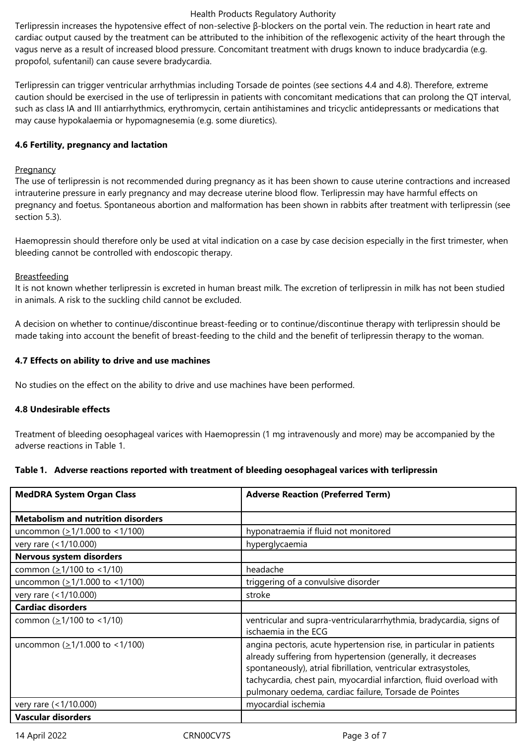Terlipressin increases the hypotensive effect of non-selective β-blockers on the portal vein. The reduction in heart rate and cardiac output caused by the treatment can be attributed to the inhibition of the reflexogenic activity of the heart through the vagus nerve as a result of increased blood pressure. Concomitant treatment with drugs known to induce bradycardia (e.g. propofol, sufentanil) can cause severe bradycardia.

Terlipressin can trigger ventricular arrhythmias including Torsade de pointes (see sections 4.4 and 4.8). Therefore, extreme caution should be exercised in the use of terlipressin in patients with concomitant medications that can prolong the QT interval, such as class IA and III antiarrhythmics, erythromycin, certain antihistamines and tricyclic antidepressants or medications that may cause hypokalaemia or hypomagnesemia (e.g. some diuretics).

**4.6 Fertility, pregnancy and lactation**

Pregnancy
The use of terlipressin is not recommended during pregnancy as it has been shown to cause uterine contractions and increased intrauterine pressure in early pregnancy and may decrease uterine blood flow. Terlipressin may have harmful effects on pregnancy and foetus. Spontaneous abortion and malformation has been shown in rabbits after treatment with terlipressin (see section 5.3).

Haemopressin should therefore only be used at vital indication on a case by case decision especially in the first trimester, when bleeding cannot be controlled with endoscopic therapy.

Breastfeeding
It is not known whether terlipressin is excreted in human breast milk. The excretion of terlipressin in milk has not been studied in animals. A risk to the suckling child cannot be excluded.

A decision on whether to continue/discontinue breast-feeding or to continue/discontinue therapy with terlipressin should be made taking into account the benefit of breast-feeding to the child and the benefit of terlipressin therapy to the woman.

**4.7 Effects on ability to drive and use machines**

No studies on the effect on the ability to drive and use machines have been performed.

**4.8 Undesirable effects**

Treatment of bleeding oesophageal varices with Haemopressin (1 mg intravenously and more) may be accompanied by the adverse reactions in Table 1.

**Table 1. Adverse reactions reported with treatment of bleeding oesophageal varices with terlipressin**

| MedDRA System Organ Class | Adverse Reaction (Preferred Term) |
|---|---|
| **Metabolism and nutrition disorders** | |
| uncommon (≥1/1.000 to <1/100) | hyponatraemia if fluid not monitored |
| very rare (<1/10.000) | hyperglycaemia |
| **Nervous system disorders** | |
| common (≥1/100 to <1/10) | headache |
| uncommon (≥1/1.000 to <1/100) | triggering of a convulsive disorder |
| very rare (<1/10.000) | stroke |
| **Cardiac disorders** | |
| common (≥1/100 to <1/10) | ventricular and supra-ventriculararrhythmia, bradycardia, signs of ischaemia in the ECG |
| uncommon (≥1/1.000 to <1/100) | angina pectoris, acute hypertension rise, in particular in patients already suffering from hypertension (generally, it decreases spontaneously), atrial fibrillation, ventricular extrasystoles, tachycardia, chest pain, myocardial infarction, fluid overload with pulmonary oedema, cardiac failure, Torsade de Pointes |
| very rare (<1/10.000) | myocardial ischemia |
| **Vascular disorders** | |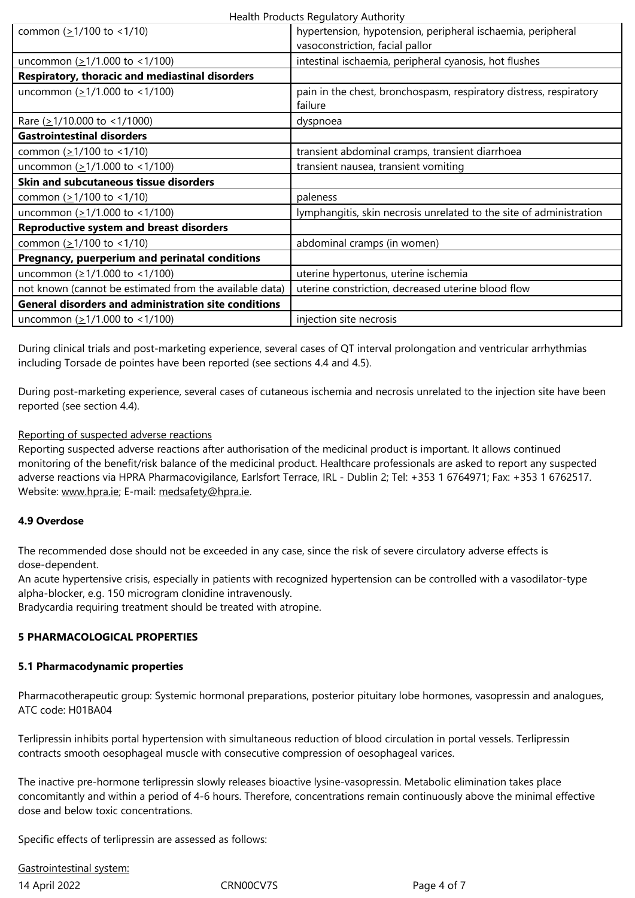| | |
|---|---|
| common (≥1/100 to <1/10) | hypertension, hypotension, peripheral ischaemia, peripheral vasoconstriction, facial pallor |
| uncommon (≥1/1.000 to <1/100) | intestinal ischaemia, peripheral cyanosis, hot flushes |
| **Respiratory, thoracic and mediastinal disorders** | |
| uncommon (≥1/1.000 to <1/100) | pain in the chest, bronchospasm, respiratory distress, respiratory failure |
| Rare (≥1/10.000 to <1/1000) | dyspnoea |
| **Gastrointestinal disorders** | |
| common (≥1/100 to <1/10) | transient abdominal cramps, transient diarrhoea |
| uncommon (≥1/1.000 to <1/100) | transient nausea, transient vomiting |
| **Skin and subcutaneous tissue disorders** | |
| common (≥1/100 to <1/10) | paleness |
| uncommon (≥1/1.000 to <1/100) | lymphangitis, skin necrosis unrelated to the site of administration |
| **Reproductive system and breast disorders** | |
| common (≥1/100 to <1/10) | abdominal cramps (in women) |
| **Pregnancy, puerperium and perinatal conditions** | |
| uncommon (≥1/1.000 to <1/100) | uterine hypertonus, uterine ischemia |
| not known (cannot be estimated from the available data) | uterine constriction, decreased uterine blood flow |
| **General disorders and administration site conditions** | |
| uncommon (≥1/1.000 to <1/100) | injection site necrosis |

During clinical trials and post-marketing experience, several cases of QT interval prolongation and ventricular arrhythmias including Torsade de pointes have been reported (see sections 4.4 and 4.5).

During post-marketing experience, several cases of cutaneous ischemia and necrosis unrelated to the injection site have been reported (see section 4.4).

Reporting of suspected adverse reactions

Reporting suspected adverse reactions after authorisation of the medicinal product is important. It allows continued monitoring of the benefit/risk balance of the medicinal product. Healthcare professionals are asked to report any suspected adverse reactions via HPRA Pharmacovigilance, Earlsfort Terrace, IRL - Dublin 2; Tel: +353 1 6764971; Fax: +353 1 6762517. Website: www.hpra.ie; E-mail: medsafety@hpra.ie.

**4.9 Overdose**

The recommended dose should not be exceeded in any case, since the risk of severe circulatory adverse effects is dose-dependent.
An acute hypertensive crisis, especially in patients with recognized hypertension can be controlled with a vasodilator-type alpha-blocker, e.g. 150 microgram clonidine intravenously.
Bradycardia requiring treatment should be treated with atropine.

## 5 PHARMACOLOGICAL PROPERTIES

**5.1 Pharmacodynamic properties**

Pharmacotherapeutic group: Systemic hormonal preparations, posterior pituitary lobe hormones, vasopressin and analogues, ATC code: H01BA04

Terlipressin inhibits portal hypertension with simultaneous reduction of blood circulation in portal vessels. Terlipressin contracts smooth oesophageal muscle with consecutive compression of oesophageal varices.

The inactive pre-hormone terlipressin slowly releases bioactive lysine-vasopressin. Metabolic elimination takes place concomitantly and within a period of 4-6 hours. Therefore, concentrations remain continuously above the minimal effective dose and below toxic concentrations.

Specific effects of terlipressin are assessed as follows:

Gastrointestinal system: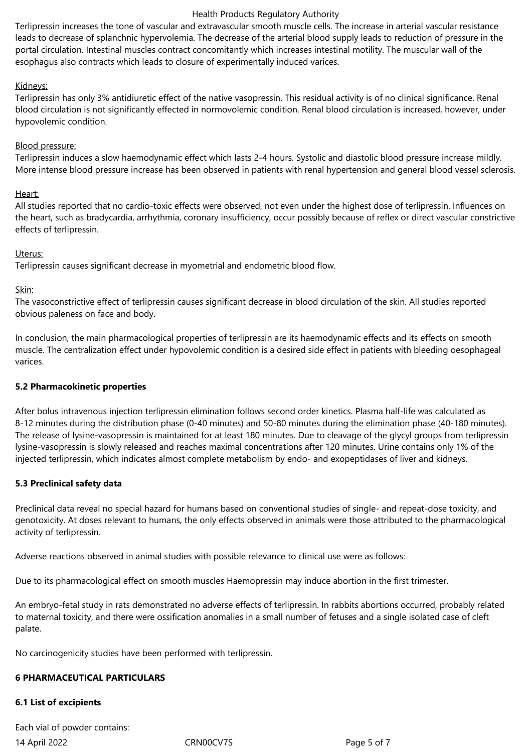Terlipressin increases the tone of vascular and extravascular smooth muscle cells. The increase in arterial vascular resistance leads to decrease of splanchnic hypervolemia. The decrease of the arterial blood supply leads to reduction of pressure in the portal circulation. Intestinal muscles contract concomitantly which increases intestinal motility. The muscular wall of the esophagus also contracts which leads to closure of experimentally induced varices.

Kidneys:
Terlipressin has only 3% antidiuretic effect of the native vasopressin. This residual activity is of no clinical significance. Renal blood circulation is not significantly effected in normovolemic condition. Renal blood circulation is increased, however, under hypovolemic condition.

Blood pressure:
Terlipressin induces a slow haemodynamic effect which lasts 2-4 hours. Systolic and diastolic blood pressure increase mildly. More intense blood pressure increase has been observed in patients with renal hypertension and general blood vessel sclerosis.

Heart:
All studies reported that no cardio-toxic effects were observed, not even under the highest dose of terlipressin. Influences on the heart, such as bradycardia, arrhythmia, coronary insufficiency, occur possibly because of reflex or direct vascular constrictive effects of terlipressin.

Uterus:
Terlipressin causes significant decrease in myometrial and endometric blood flow.

Skin:
The vasoconstrictive effect of terlipressin causes significant decrease in blood circulation of the skin. All studies reported obvious paleness on face and body.

In conclusion, the main pharmacological properties of terlipressin are its haemodynamic effects and its effects on smooth muscle. The centralization effect under hypovolemic condition is a desired side effect in patients with bleeding oesophageal varices.

**5.2 Pharmacokinetic properties**

After bolus intravenous injection terlipressin elimination follows second order kinetics. Plasma half-life was calculated as 8-12 minutes during the distribution phase (0-40 minutes) and 50-80 minutes during the elimination phase (40-180 minutes). The release of lysine-vasopressin is maintained for at least 180 minutes. Due to cleavage of the glycyl groups from terlipressin lysine-vasopressin is slowly released and reaches maximal concentrations after 120 minutes. Urine contains only 1% of the injected terlipressin, which indicates almost complete metabolism by endo- and exopeptidases of liver and kidneys.

**5.3 Preclinical safety data**

Preclinical data reveal no special hazard for humans based on conventional studies of single- and repeat-dose toxicity, and genotoxicity. At doses relevant to humans, the only effects observed in animals were those attributed to the pharmacological activity of terlipressin.

Adverse reactions observed in animal studies with possible relevance to clinical use were as follows:

Due to its pharmacological effect on smooth muscles Haemopressin may induce abortion in the first trimester.

An embryo-fetal study in rats demonstrated no adverse effects of terlipressin. In rabbits abortions occurred, probably related to maternal toxicity, and there were ossification anomalies in a small number of fetuses and a single isolated case of cleft palate.

No carcinogenicity studies have been performed with terlipressin.

**6 PHARMACEUTICAL PARTICULARS**

**6.1 List of excipients**

Each vial of powder contains: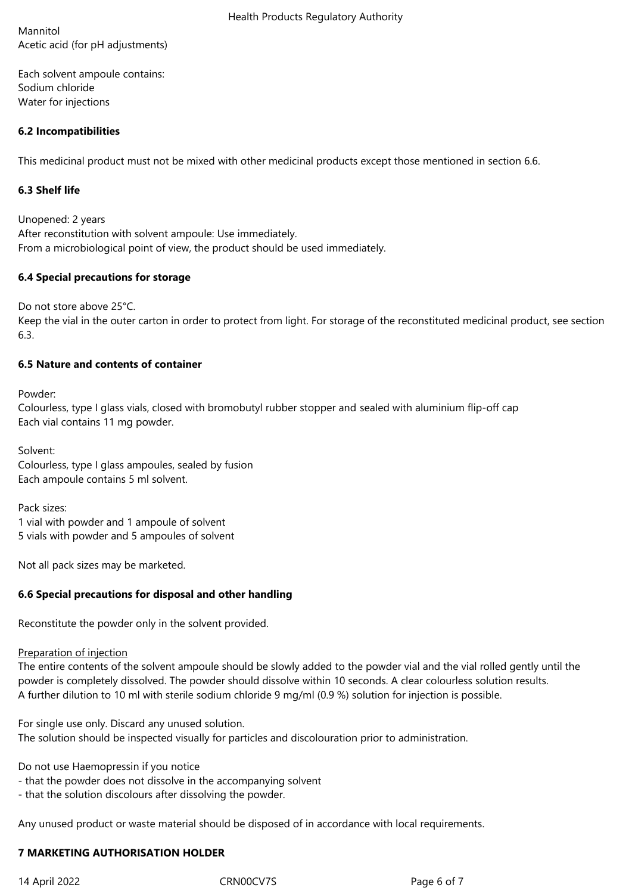Mannitol
Acetic acid (for pH adjustments)

Each solvent ampoule contains:
Sodium chloride
Water for injections

### 6.2 Incompatibilities

This medicinal product must not be mixed with other medicinal products except those mentioned in section 6.6.

### 6.3 Shelf life

Unopened: 2 years
After reconstitution with solvent ampoule: Use immediately.
From a microbiological point of view, the product should be used immediately.

### 6.4 Special precautions for storage

Do not store above 25°C.
Keep the vial in the outer carton in order to protect from light. For storage of the reconstituted medicinal product, see section 6.3.

### 6.5 Nature and contents of container

Powder:
Colourless, type I glass vials, closed with bromobutyl rubber stopper and sealed with aluminium flip-off cap
Each vial contains 11 mg powder.

Solvent:
Colourless, type I glass ampoules, sealed by fusion
Each ampoule contains 5 ml solvent.

Pack sizes:
1 vial with powder and 1 ampoule of solvent
5 vials with powder and 5 ampoules of solvent

Not all pack sizes may be marketed.

### 6.6 Special precautions for disposal and other handling

Reconstitute the powder only in the solvent provided.

Preparation of injection
The entire contents of the solvent ampoule should be slowly added to the powder vial and the vial rolled gently until the powder is completely dissolved. The powder should dissolve within 10 seconds. A clear colourless solution results.
A further dilution to 10 ml with sterile sodium chloride 9 mg/ml (0.9 %) solution for injection is possible.

For single use only. Discard any unused solution.
The solution should be inspected visually for particles and discolouration prior to administration.

Do not use Haemopressin if you notice
- that the powder does not dissolve in the accompanying solvent
- that the solution discolours after dissolving the powder.

Any unused product or waste material should be disposed of in accordance with local requirements.

## 7 MARKETING AUTHORISATION HOLDER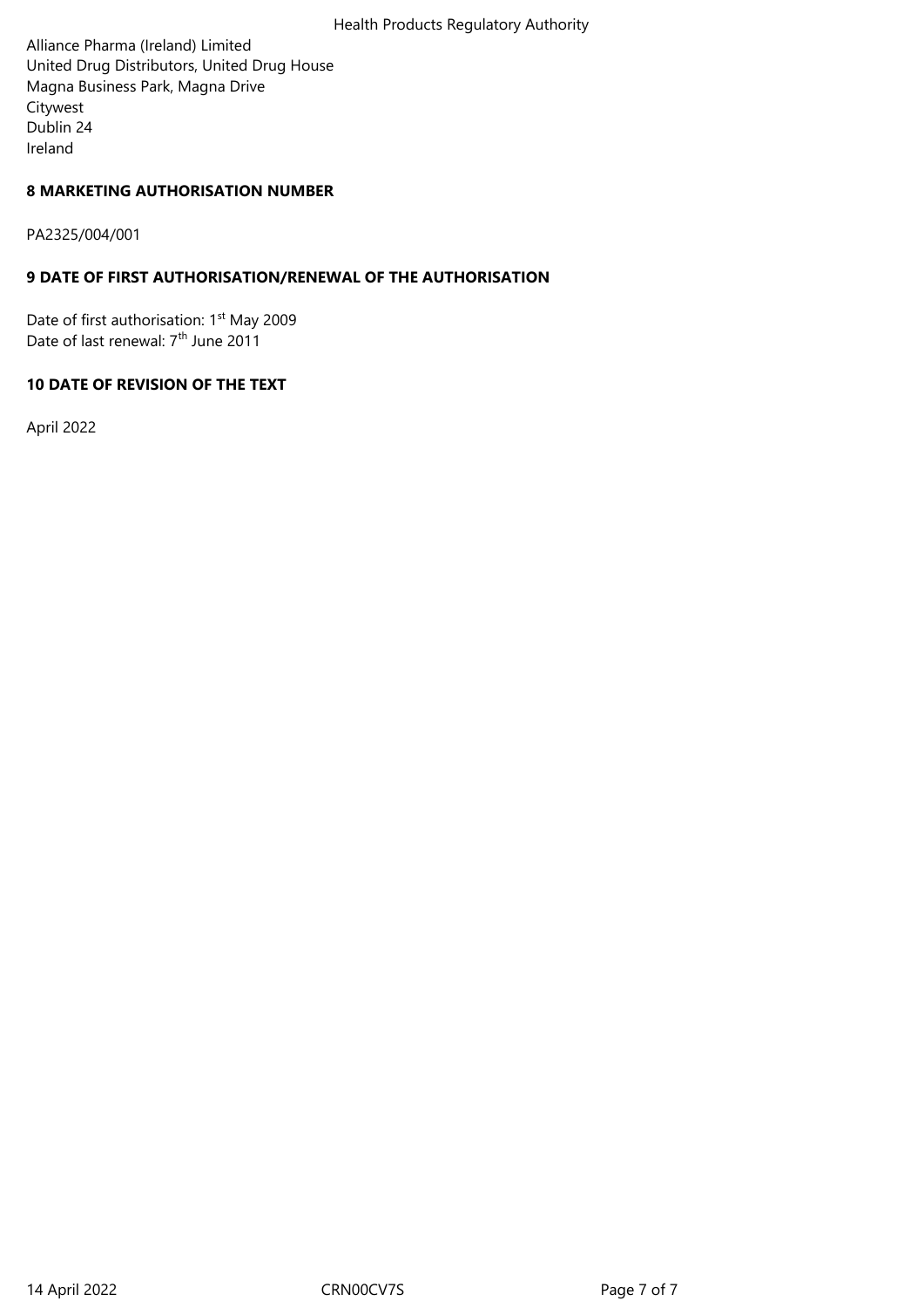Alliance Pharma (Ireland) Limited
United Drug Distributors, United Drug House
Magna Business Park, Magna Drive
Citywest
Dublin 24
Ireland

## 8 MARKETING AUTHORISATION NUMBER

PA2325/004/001

## 9 DATE OF FIRST AUTHORISATION/RENEWAL OF THE AUTHORISATION

Date of first authorisation: 1st May 2009
Date of last renewal: 7th June 2011

## 10 DATE OF REVISION OF THE TEXT

April 2022